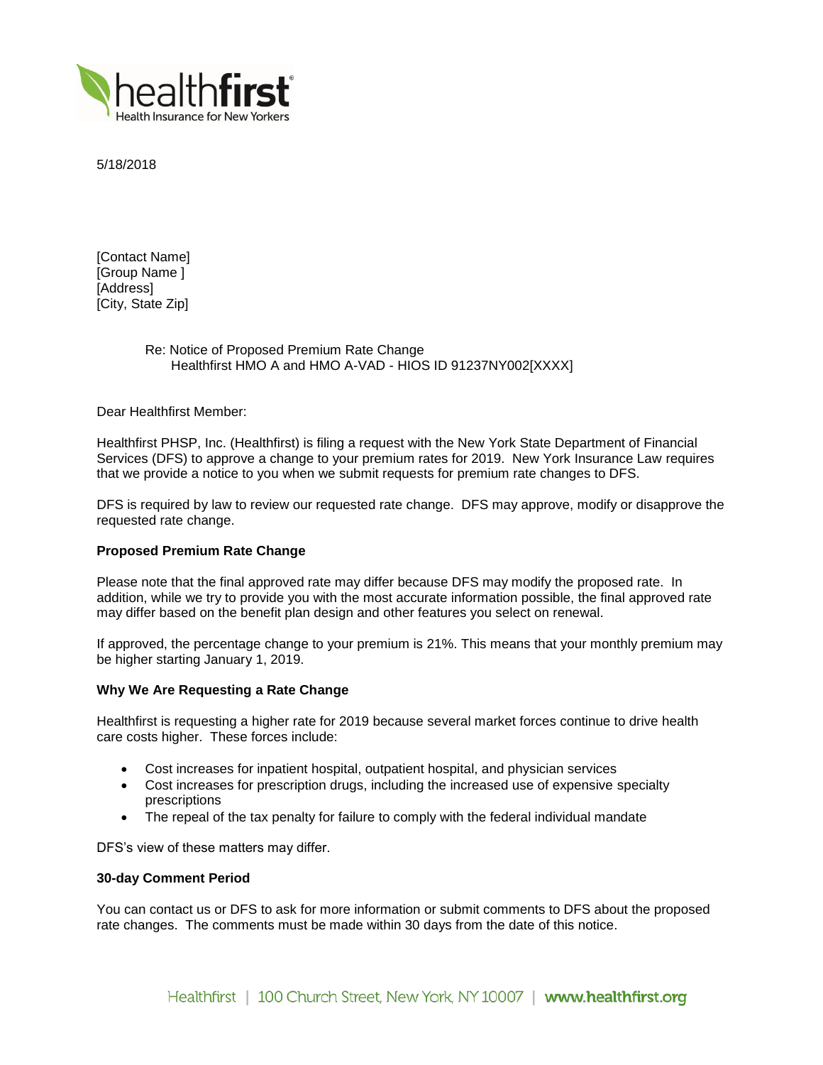5/18/2018

[Contact Name]
[Group Name ]
[Address]
[City, State Zip]

Re: Notice of Proposed Premium Rate Change
Healthfirst HMO A and HMO A-VAD - HIOS ID 91237NY002[XXXX]

Dear Healthfirst Member:

Healthfirst PHSP, Inc. (Healthfirst) is filing a request with the New York State Department of Financial Services (DFS) to approve a change to your premium rates for 2019. New York Insurance Law requires that we provide a notice to you when we submit requests for premium rate changes to DFS.

DFS is required by law to review our requested rate change. DFS may approve, modify or disapprove the requested rate change.

**Proposed Premium Rate Change**

Please note that the final approved rate may differ because DFS may modify the proposed rate. In addition, while we try to provide you with the most accurate information possible, the final approved rate may differ based on the benefit plan design and other features you select on renewal.

If approved, the percentage change to your premium is 21%. This means that your monthly premium may be higher starting January 1, 2019.

**Why We Are Requesting a Rate Change**

Healthfirst is requesting a higher rate for 2019 because several market forces continue to drive health care costs higher. These forces include:

- Cost increases for inpatient hospital, outpatient hospital, and physician services
- Cost increases for prescription drugs, including the increased use of expensive specialty prescriptions
- The repeal of the tax penalty for failure to comply with the federal individual mandate

DFS's view of these matters may differ.

**30-day Comment Period**

You can contact us or DFS to ask for more information or submit comments to DFS about the proposed rate changes. The comments must be made within 30 days from the date of this notice.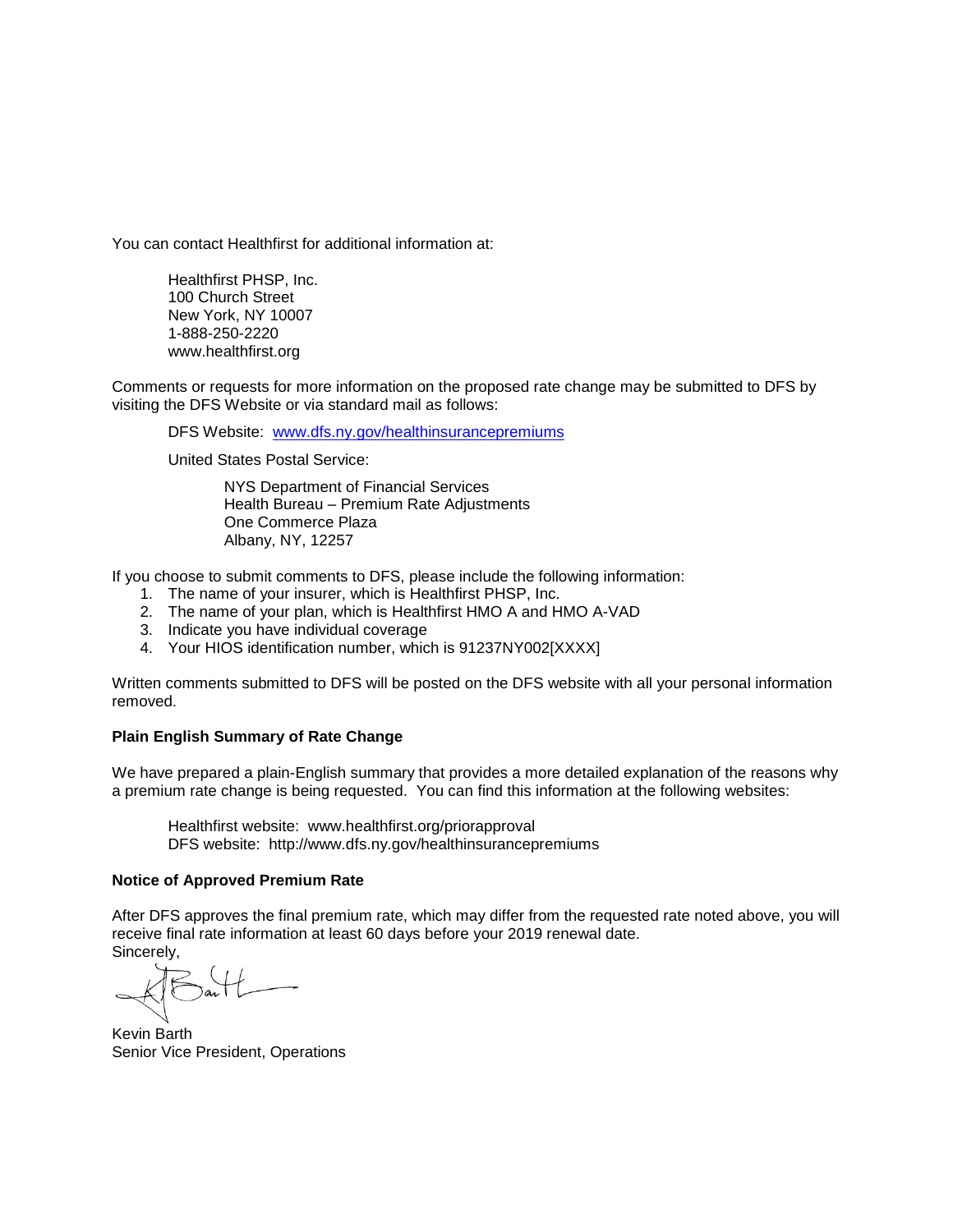You can contact Healthfirst for additional information at:

Healthfirst PHSP, Inc.
100 Church Street
New York, NY 10007
1-888-250-2220
www.healthfirst.org

Comments or requests for more information on the proposed rate change may be submitted to DFS by visiting the DFS Website or via standard mail as follows:

DFS Website: www.dfs.ny.gov/healthinsurancepremiums

United States Postal Service:

NYS Department of Financial Services
Health Bureau – Premium Rate Adjustments
One Commerce Plaza
Albany, NY, 12257

If you choose to submit comments to DFS, please include the following information:

1. The name of your insurer, which is Healthfirst PHSP, Inc.
2. The name of your plan, which is Healthfirst HMO A and HMO A-VAD
3. Indicate you have individual coverage
4. Your HIOS identification number, which is 91237NY002[XXXX]

Written comments submitted to DFS will be posted on the DFS website with all your personal information removed.

**Plain English Summary of Rate Change**

We have prepared a plain-English summary that provides a more detailed explanation of the reasons why a premium rate change is being requested. You can find this information at the following websites:

Healthfirst website: www.healthfirst.org/priorapproval
DFS website: http://www.dfs.ny.gov/healthinsurancepremiums

**Notice of Approved Premium Rate**

After DFS approves the final premium rate, which may differ from the requested rate noted above, you will receive final rate information at least 60 days before your 2019 renewal date.
Sincerely,

Kevin Barth
Senior Vice President, Operations